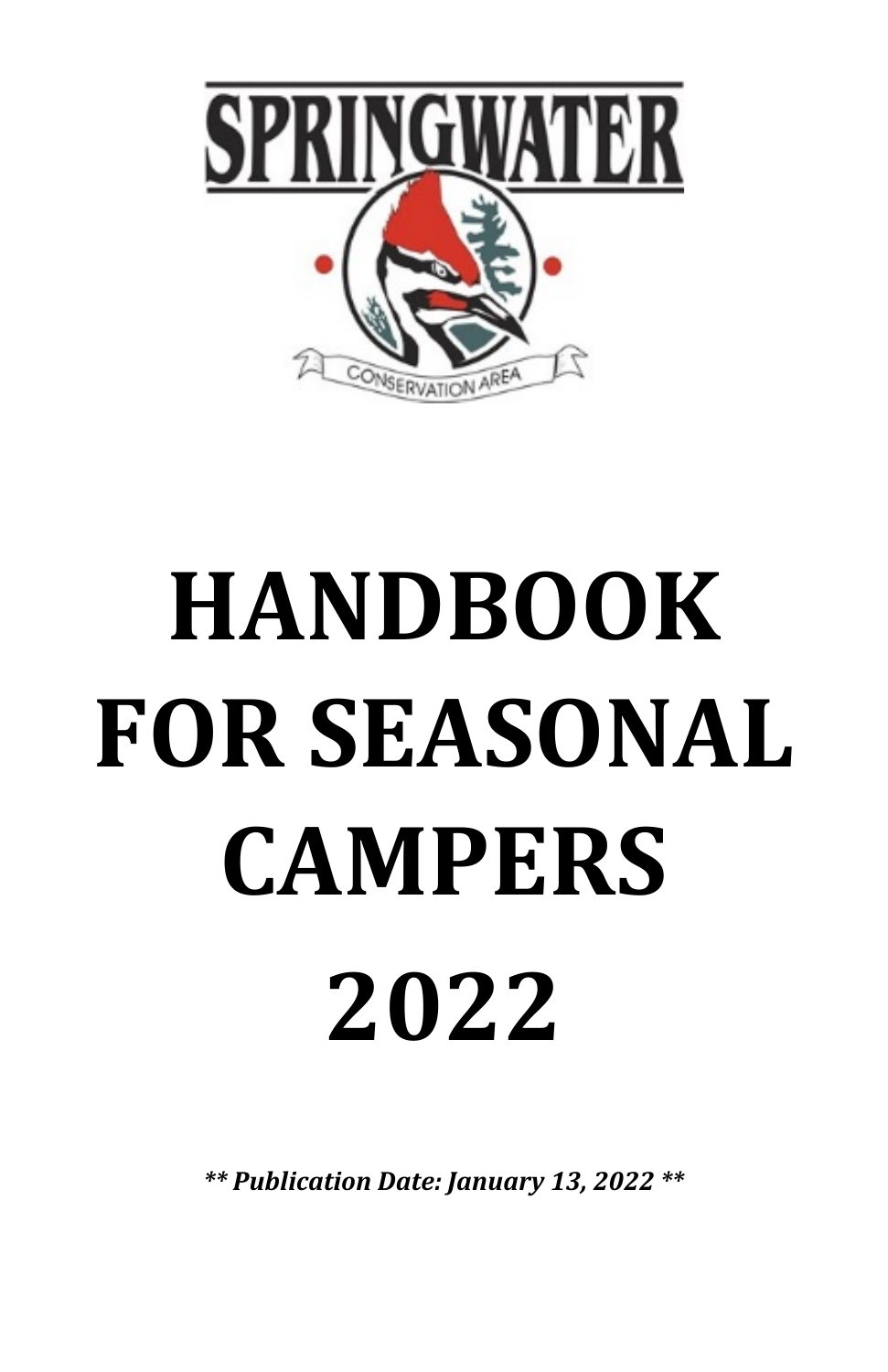SPRINGWATER

CONSERVATION AREA

# HANDBOOK FOR SEASONAL CAMPERS 2022

***\*\* Publication Date: January 13, 2022 \*\****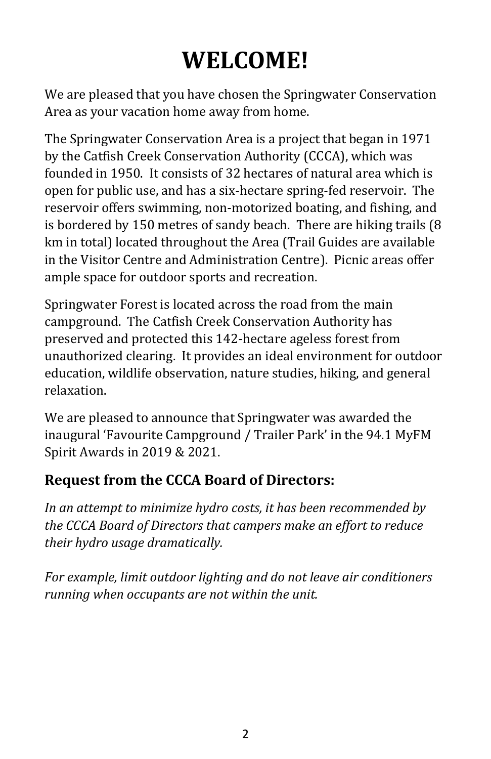# WELCOME!

We are pleased that you have chosen the Springwater Conservation Area as your vacation home away from home.

The Springwater Conservation Area is a project that began in 1971 by the Catfish Creek Conservation Authority (CCCA), which was founded in 1950. It consists of 32 hectares of natural area which is open for public use, and has a six-hectare spring-fed reservoir. The reservoir offers swimming, non-motorized boating, and fishing, and is bordered by 150 metres of sandy beach. There are hiking trails (8 km in total) located throughout the Area (Trail Guides are available in the Visitor Centre and Administration Centre). Picnic areas offer ample space for outdoor sports and recreation.

Springwater Forest is located across the road from the main campground. The Catfish Creek Conservation Authority has preserved and protected this 142-hectare ageless forest from unauthorized clearing. It provides an ideal environment for outdoor education, wildlife observation, nature studies, hiking, and general relaxation.

We are pleased to announce that Springwater was awarded the inaugural 'Favourite Campground / Trailer Park' in the 94.1 MyFM Spirit Awards in 2019 & 2021.

## Request from the CCCA Board of Directors:

*In an attempt to minimize hydro costs, it has been recommended by the CCCA Board of Directors that campers make an effort to reduce their hydro usage dramatically.*

*For example, limit outdoor lighting and do not leave air conditioners running when occupants are not within the unit.*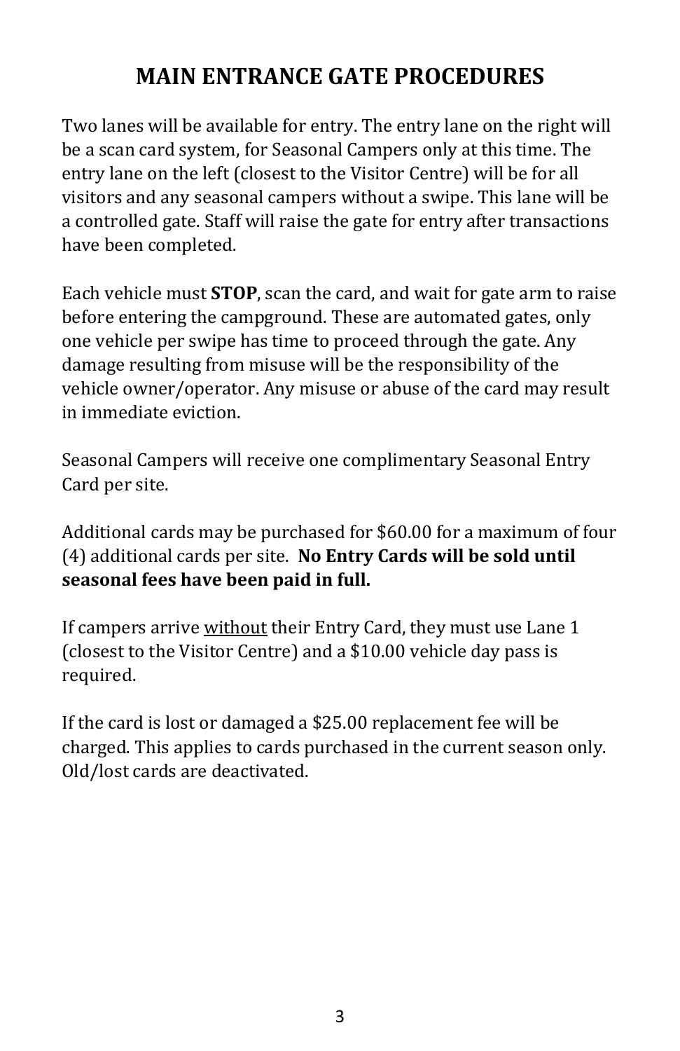# MAIN ENTRANCE GATE PROCEDURES

Two lanes will be available for entry. The entry lane on the right will be a scan card system, for Seasonal Campers only at this time. The entry lane on the left (closest to the Visitor Centre) will be for all visitors and any seasonal campers without a swipe. This lane will be a controlled gate. Staff will raise the gate for entry after transactions have been completed.

Each vehicle must **STOP**, scan the card, and wait for gate arm to raise before entering the campground. These are automated gates, only one vehicle per swipe has time to proceed through the gate. Any damage resulting from misuse will be the responsibility of the vehicle owner/operator. Any misuse or abuse of the card may result in immediate eviction.

Seasonal Campers will receive one complimentary Seasonal Entry Card per site.

Additional cards may be purchased for $60.00 for a maximum of four (4) additional cards per site. **No Entry Cards will be sold until seasonal fees have been paid in full.**

If campers arrive <u>without</u> their Entry Card, they must use Lane 1 (closest to the Visitor Centre) and a $10.00 vehicle day pass is required.

If the card is lost or damaged a $25.00 replacement fee will be charged. This applies to cards purchased in the current season only. Old/lost cards are deactivated.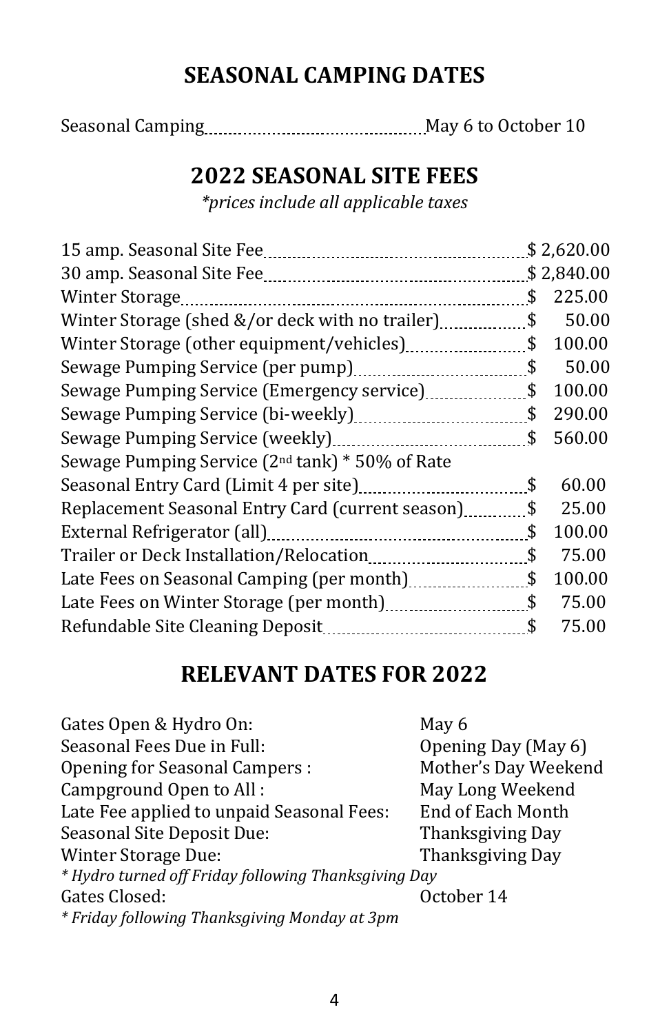## SEASONAL CAMPING DATES

| | |
|---|---|
| Seasonal Camping | May 6 to October 10 |

## 2022 SEASONAL SITE FEES

*\*prices include all applicable taxes*

| Item | Fee |
|---|---|
| 15 amp. Seasonal Site Fee | $ 2,620.00 |
| 30 amp. Seasonal Site Fee | $ 2,840.00 |
| Winter Storage | $ 225.00 |
| Winter Storage (shed &/or deck with no trailer) | $ 50.00 |
| Winter Storage (other equipment/vehicles) | $ 100.00 |
| Sewage Pumping Service (per pump) | $ 50.00 |
| Sewage Pumping Service (Emergency service) | $ 100.00 |
| Sewage Pumping Service (bi-weekly) | $ 290.00 |
| Sewage Pumping Service (weekly) | $ 560.00 |
| Sewage Pumping Service (2nd tank) * 50% of Rate | |
| Seasonal Entry Card (Limit 4 per site) | $ 60.00 |
| Replacement Seasonal Entry Card (current season) | $ 25.00 |
| External Refrigerator (all) | $ 100.00 |
| Trailer or Deck Installation/Relocation | $ 75.00 |
| Late Fees on Seasonal Camping (per month) | $ 100.00 |
| Late Fees on Winter Storage (per month) | $ 75.00 |
| Refundable Site Cleaning Deposit | $ 75.00 |

## RELEVANT DATES FOR 2022

| | |
|---|---|
| Gates Open & Hydro On: | May 6 |
| Seasonal Fees Due in Full: | Opening Day (May 6) |
| Opening for Seasonal Campers : | Mother's Day Weekend |
| Campground Open to All : | May Long Weekend |
| Late Fee applied to unpaid Seasonal Fees: | End of Each Month |
| Seasonal Site Deposit Due: | Thanksgiving Day |
| Winter Storage Due: | Thanksgiving Day |

*\* Hydro turned off Friday following Thanksgiving Day*

| | |
|---|---|
| Gates Closed: | October 14 |

*\* Friday following Thanksgiving Monday at 3pm*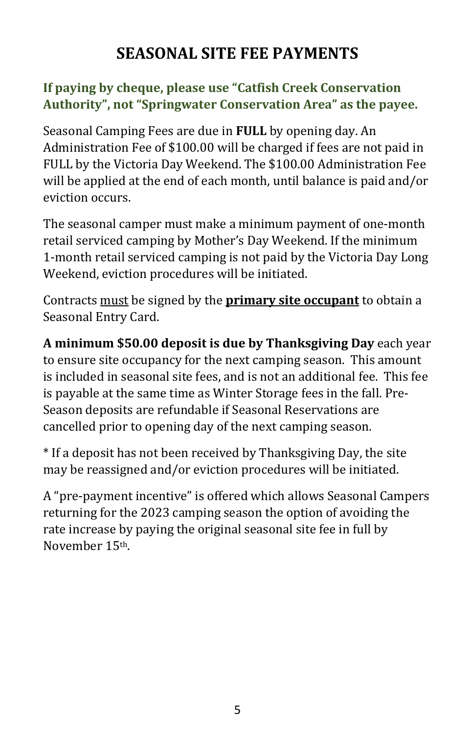# SEASONAL SITE FEE PAYMENTS

**If paying by cheque, please use "Catfish Creek Conservation Authority", not "Springwater Conservation Area" as the payee.**

Seasonal Camping Fees are due in **FULL** by opening day. An Administration Fee of $100.00 will be charged if fees are not paid in FULL by the Victoria Day Weekend. The $100.00 Administration Fee will be applied at the end of each month, until balance is paid and/or eviction occurs.

The seasonal camper must make a minimum payment of one-month retail serviced camping by Mother's Day Weekend. If the minimum 1-month retail serviced camping is not paid by the Victoria Day Long Weekend, eviction procedures will be initiated.

Contracts <u>must</u> be signed by the <u>**primary site occupant**</u> to obtain a Seasonal Entry Card.

**A minimum $50.00 deposit is due by Thanksgiving Day** each year to ensure site occupancy for the next camping season. This amount is included in seasonal site fees, and is not an additional fee. This fee is payable at the same time as Winter Storage fees in the fall. Pre-Season deposits are refundable if Seasonal Reservations are cancelled prior to opening day of the next camping season.

* If a deposit has not been received by Thanksgiving Day, the site may be reassigned and/or eviction procedures will be initiated.

A "pre-payment incentive" is offered which allows Seasonal Campers returning for the 2023 camping season the option of avoiding the rate increase by paying the original seasonal site fee in full by November 15th.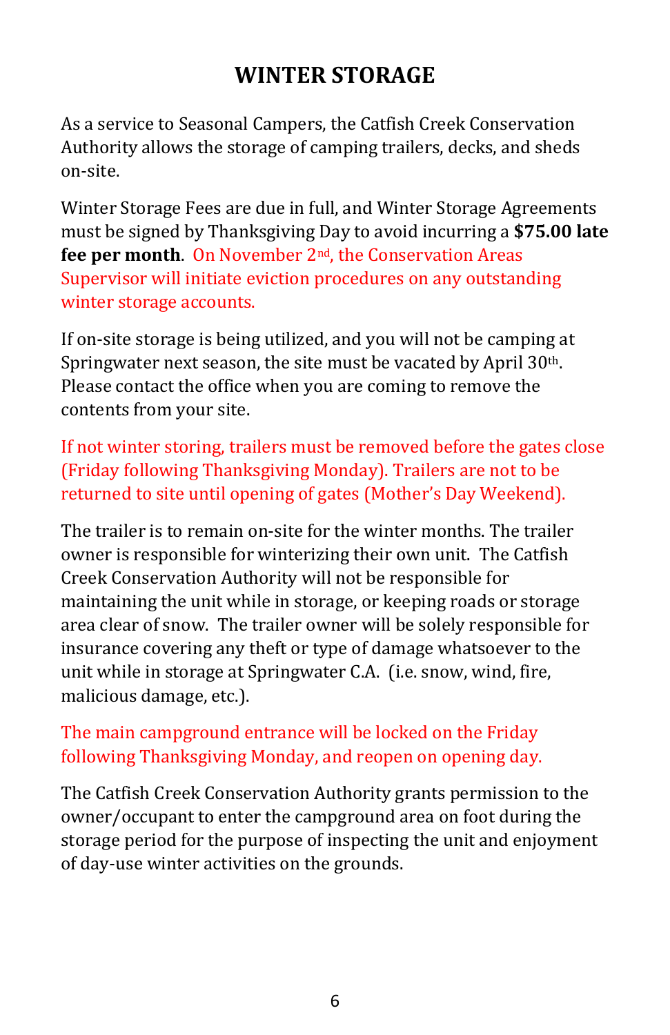# WINTER STORAGE

As a service to Seasonal Campers, the Catfish Creek Conservation Authority allows the storage of camping trailers, decks, and sheds on-site.

Winter Storage Fees are due in full, and Winter Storage Agreements must be signed by Thanksgiving Day to avoid incurring a **$75.00 late fee per month**. On November 2nd, the Conservation Areas Supervisor will initiate eviction procedures on any outstanding winter storage accounts.

If on-site storage is being utilized, and you will not be camping at Springwater next season, the site must be vacated by April 30th. Please contact the office when you are coming to remove the contents from your site.

If not winter storing, trailers must be removed before the gates close (Friday following Thanksgiving Monday). Trailers are not to be returned to site until opening of gates (Mother's Day Weekend).

The trailer is to remain on-site for the winter months. The trailer owner is responsible for winterizing their own unit. The Catfish Creek Conservation Authority will not be responsible for maintaining the unit while in storage, or keeping roads or storage area clear of snow. The trailer owner will be solely responsible for insurance covering any theft or type of damage whatsoever to the unit while in storage at Springwater C.A. (i.e. snow, wind, fire, malicious damage, etc.).

The main campground entrance will be locked on the Friday following Thanksgiving Monday, and reopen on opening day.

The Catfish Creek Conservation Authority grants permission to the owner/occupant to enter the campground area on foot during the storage period for the purpose of inspecting the unit and enjoyment of day-use winter activities on the grounds.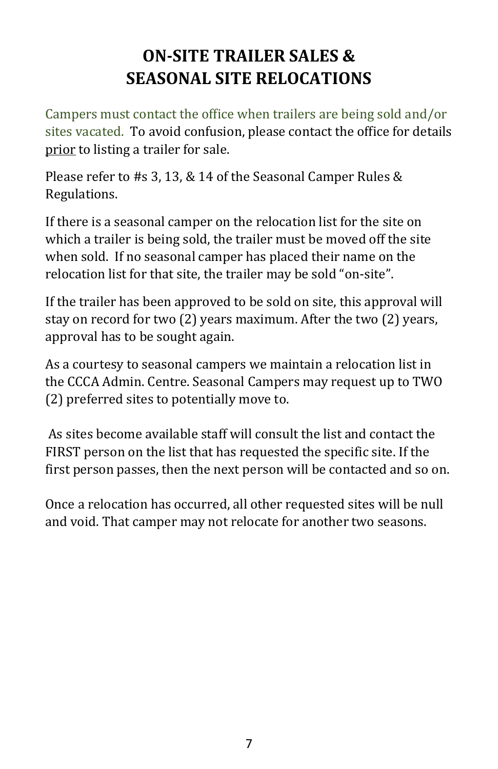# ON-SITE TRAILER SALES & SEASONAL SITE RELOCATIONS

Campers must contact the office when trailers are being sold and/or sites vacated. To avoid confusion, please contact the office for details <u>prior</u> to listing a trailer for sale.

Please refer to #s 3, 13, & 14 of the Seasonal Camper Rules & Regulations.

If there is a seasonal camper on the relocation list for the site on which a trailer is being sold, the trailer must be moved off the site when sold. If no seasonal camper has placed their name on the relocation list for that site, the trailer may be sold "on-site".

If the trailer has been approved to be sold on site, this approval will stay on record for two (2) years maximum. After the two (2) years, approval has to be sought again.

As a courtesy to seasonal campers we maintain a relocation list in the CCCA Admin. Centre. Seasonal Campers may request up to TWO (2) preferred sites to potentially move to.

As sites become available staff will consult the list and contact the FIRST person on the list that has requested the specific site. If the first person passes, then the next person will be contacted and so on.

Once a relocation has occurred, all other requested sites will be null and void. That camper may not relocate for another two seasons.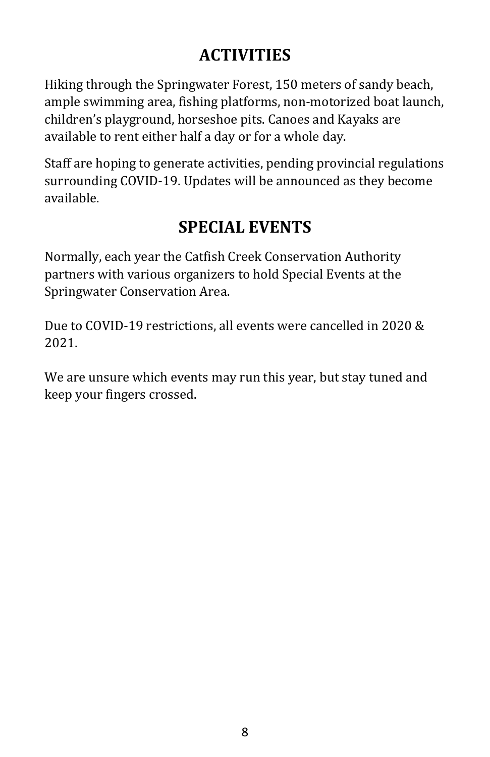## ACTIVITIES

Hiking through the Springwater Forest, 150 meters of sandy beach, ample swimming area, fishing platforms, non-motorized boat launch, children's playground, horseshoe pits. Canoes and Kayaks are available to rent either half a day or for a whole day.

Staff are hoping to generate activities, pending provincial regulations surrounding COVID-19. Updates will be announced as they become available.

## SPECIAL EVENTS

Normally, each year the Catfish Creek Conservation Authority partners with various organizers to hold Special Events at the Springwater Conservation Area.

Due to COVID-19 restrictions, all events were cancelled in 2020 & 2021.

We are unsure which events may run this year, but stay tuned and keep your fingers crossed.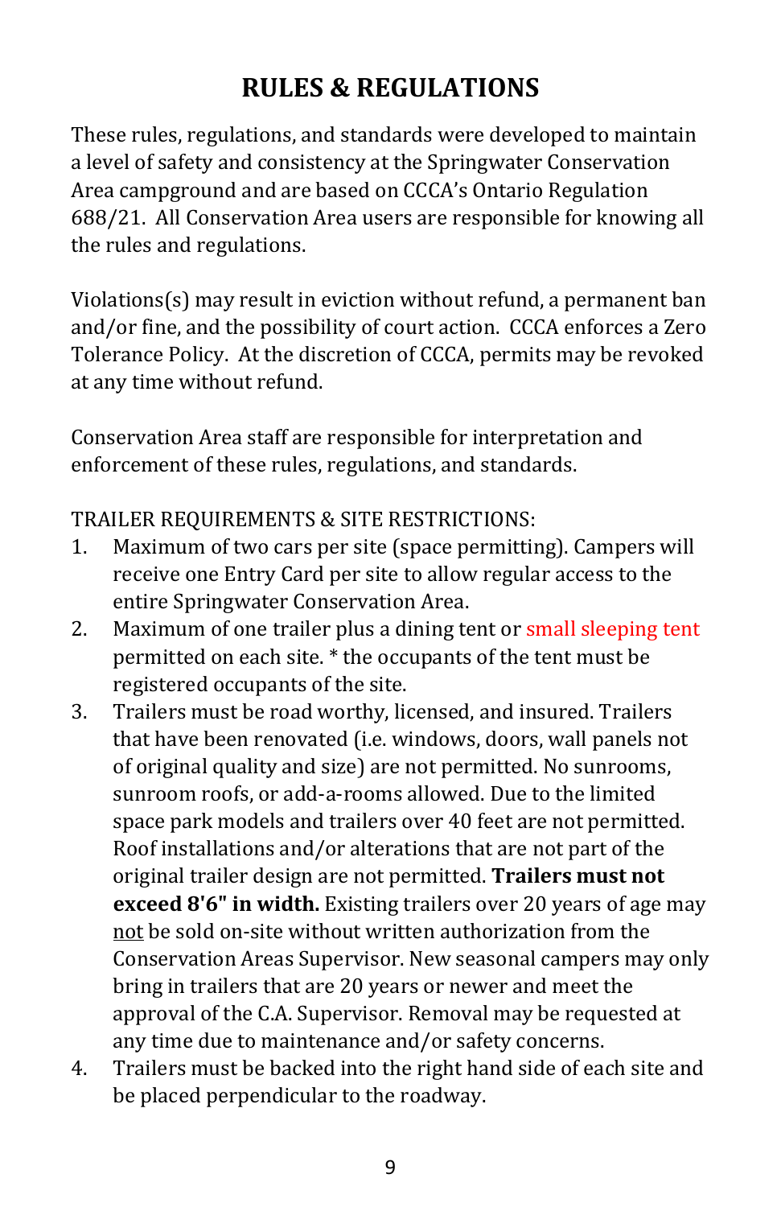# RULES & REGULATIONS

These rules, regulations, and standards were developed to maintain a level of safety and consistency at the Springwater Conservation Area campground and are based on CCCA's Ontario Regulation 688/21. All Conservation Area users are responsible for knowing all the rules and regulations.

Violations(s) may result in eviction without refund, a permanent ban and/or fine, and the possibility of court action. CCCA enforces a Zero Tolerance Policy. At the discretion of CCCA, permits may be revoked at any time without refund.

Conservation Area staff are responsible for interpretation and enforcement of these rules, regulations, and standards.

TRAILER REQUIREMENTS & SITE RESTRICTIONS:

1. Maximum of two cars per site (space permitting). Campers will receive one Entry Card per site to allow regular access to the entire Springwater Conservation Area.
2. Maximum of one trailer plus a dining tent or small sleeping tent permitted on each site. * the occupants of the tent must be registered occupants of the site.
3. Trailers must be road worthy, licensed, and insured. Trailers that have been renovated (i.e. windows, doors, wall panels not of original quality and size) are not permitted. No sunrooms, sunroom roofs, or add-a-rooms allowed. Due to the limited space park models and trailers over 40 feet are not permitted. Roof installations and/or alterations that are not part of the original trailer design are not permitted. **Trailers must not exceed 8'6" in width.** Existing trailers over 20 years of age may not be sold on-site without written authorization from the Conservation Areas Supervisor. New seasonal campers may only bring in trailers that are 20 years or newer and meet the approval of the C.A. Supervisor. Removal may be requested at any time due to maintenance and/or safety concerns.
4. Trailers must be backed into the right hand side of each site and be placed perpendicular to the roadway.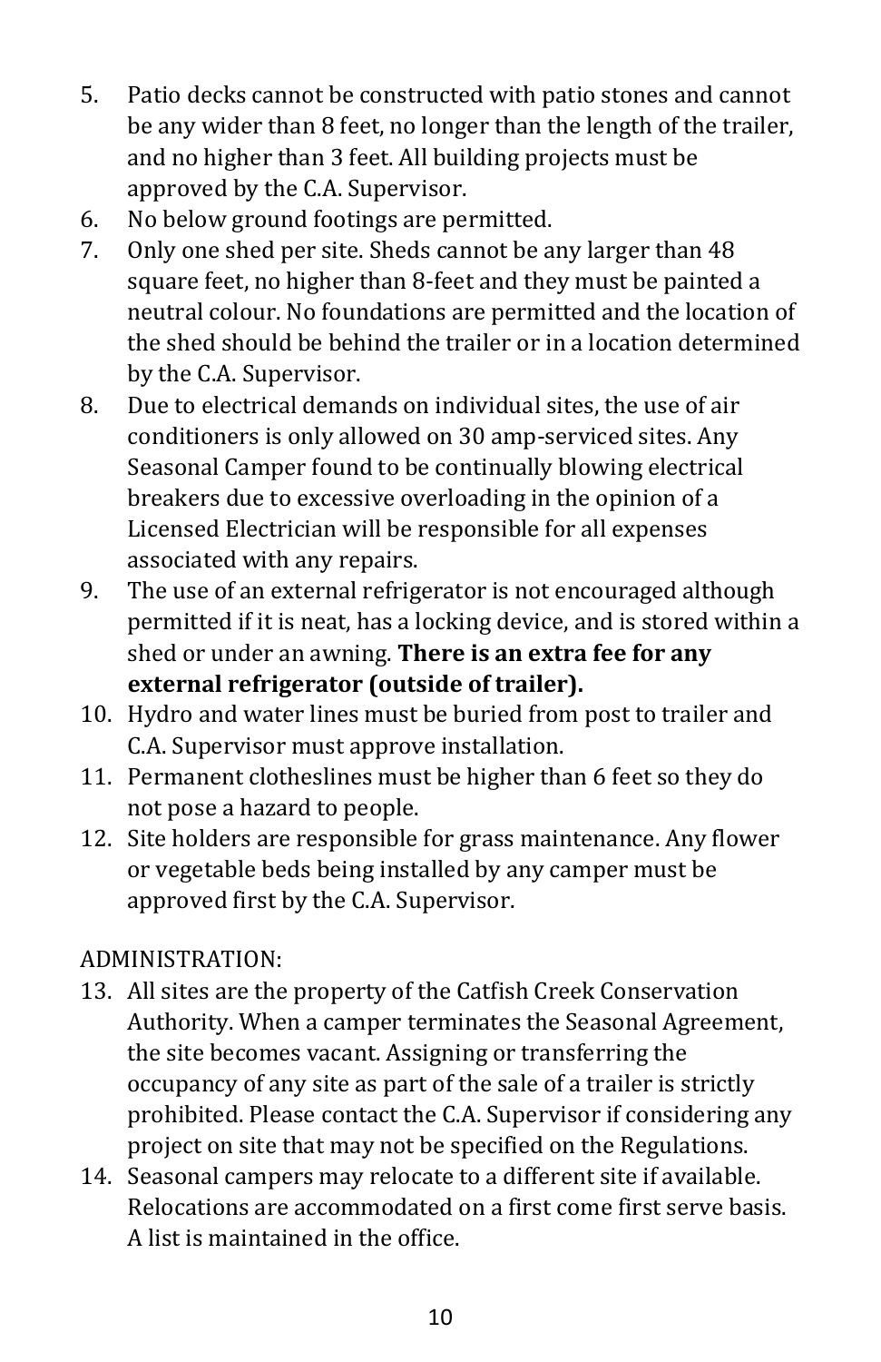5. Patio decks cannot be constructed with patio stones and cannot be any wider than 8 feet, no longer than the length of the trailer, and no higher than 3 feet. All building projects must be approved by the C.A. Supervisor.
6. No below ground footings are permitted.
7. Only one shed per site. Sheds cannot be any larger than 48 square feet, no higher than 8-feet and they must be painted a neutral colour. No foundations are permitted and the location of the shed should be behind the trailer or in a location determined by the C.A. Supervisor.
8. Due to electrical demands on individual sites, the use of air conditioners is only allowed on 30 amp-serviced sites. Any Seasonal Camper found to be continually blowing electrical breakers due to excessive overloading in the opinion of a Licensed Electrician will be responsible for all expenses associated with any repairs.
9. The use of an external refrigerator is not encouraged although permitted if it is neat, has a locking device, and is stored within a shed or under an awning. **There is an extra fee for any external refrigerator (outside of trailer).**
10. Hydro and water lines must be buried from post to trailer and C.A. Supervisor must approve installation.
11. Permanent clotheslines must be higher than 6 feet so they do not pose a hazard to people.
12. Site holders are responsible for grass maintenance. Any flower or vegetable beds being installed by any camper must be approved first by the C.A. Supervisor.

ADMINISTRATION:

13. All sites are the property of the Catfish Creek Conservation Authority. When a camper terminates the Seasonal Agreement, the site becomes vacant. Assigning or transferring the occupancy of any site as part of the sale of a trailer is strictly prohibited. Please contact the C.A. Supervisor if considering any project on site that may not be specified on the Regulations.
14. Seasonal campers may relocate to a different site if available. Relocations are accommodated on a first come first serve basis. A list is maintained in the office.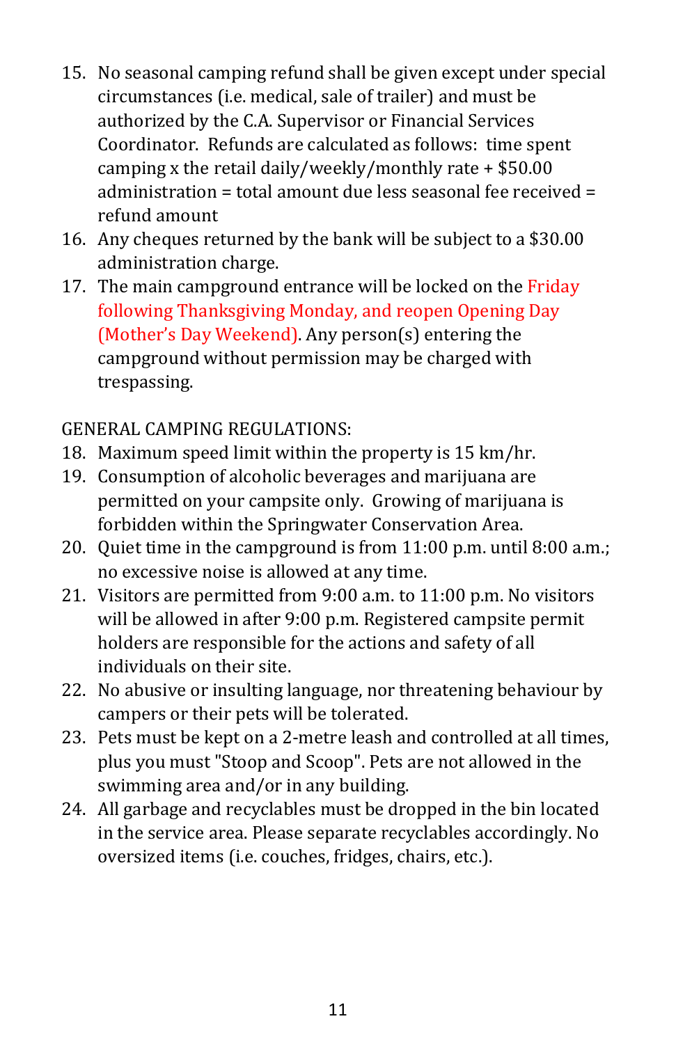15. No seasonal camping refund shall be given except under special circumstances (i.e. medical, sale of trailer) and must be authorized by the C.A. Supervisor or Financial Services Coordinator. Refunds are calculated as follows: time spent camping x the retail daily/weekly/monthly rate + $50.00 administration = total amount due less seasonal fee received = refund amount
16. Any cheques returned by the bank will be subject to a $30.00 administration charge.
17. The main campground entrance will be locked on the Friday following Thanksgiving Monday, and reopen Opening Day (Mother's Day Weekend). Any person(s) entering the campground without permission may be charged with trespassing.

GENERAL CAMPING REGULATIONS:

18. Maximum speed limit within the property is 15 km/hr.
19. Consumption of alcoholic beverages and marijuana are permitted on your campsite only. Growing of marijuana is forbidden within the Springwater Conservation Area.
20. Quiet time in the campground is from 11:00 p.m. until 8:00 a.m.; no excessive noise is allowed at any time.
21. Visitors are permitted from 9:00 a.m. to 11:00 p.m. No visitors will be allowed in after 9:00 p.m. Registered campsite permit holders are responsible for the actions and safety of all individuals on their site.
22. No abusive or insulting language, nor threatening behaviour by campers or their pets will be tolerated.
23. Pets must be kept on a 2-metre leash and controlled at all times, plus you must "Stoop and Scoop". Pets are not allowed in the swimming area and/or in any building.
24. All garbage and recyclables must be dropped in the bin located in the service area. Please separate recyclables accordingly. No oversized items (i.e. couches, fridges, chairs, etc.).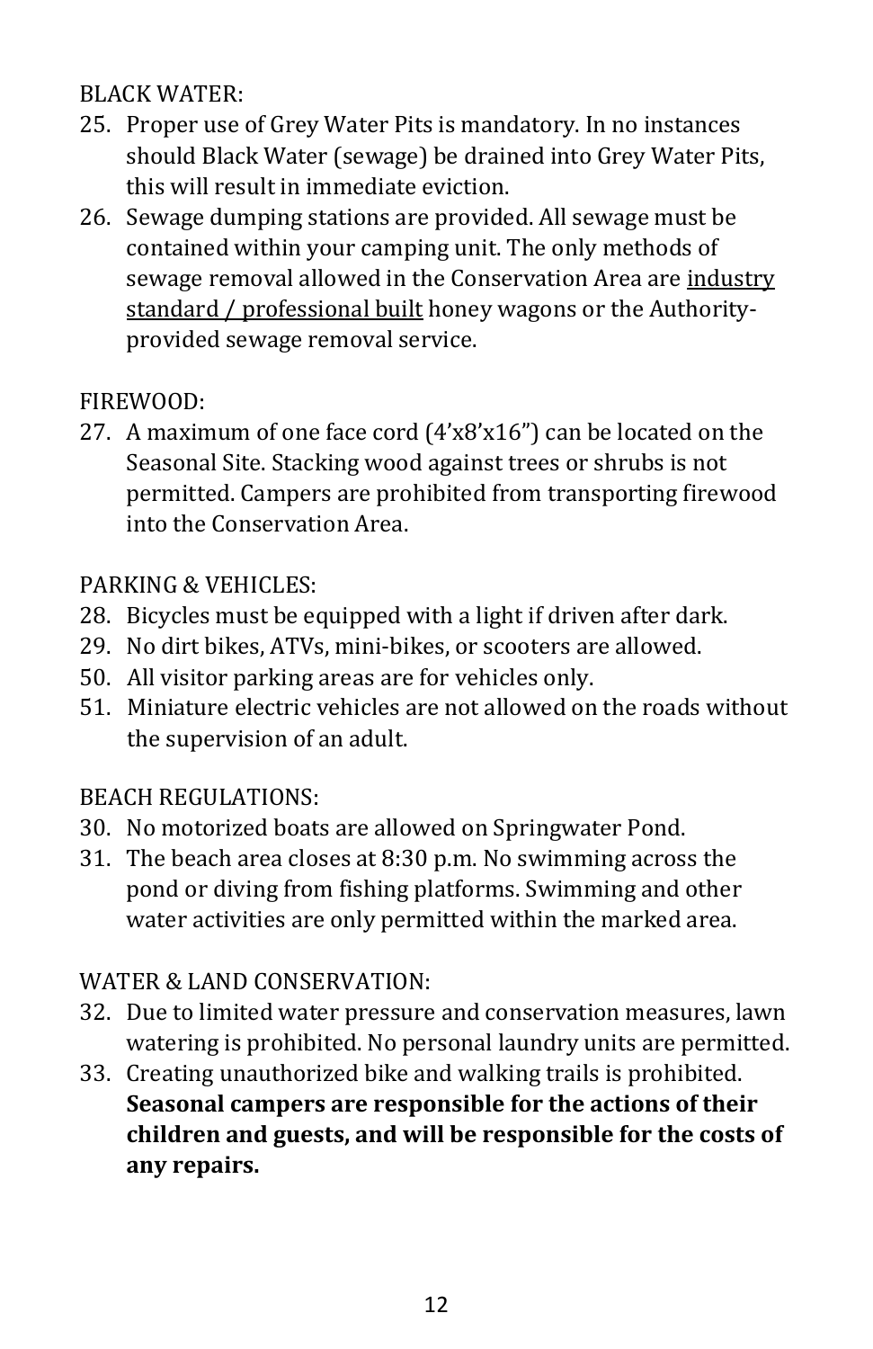BLACK WATER:

25. Proper use of Grey Water Pits is mandatory. In no instances should Black Water (sewage) be drained into Grey Water Pits, this will result in immediate eviction.
26. Sewage dumping stations are provided. All sewage must be contained within your camping unit. The only methods of sewage removal allowed in the Conservation Area are industry standard / professional built honey wagons or the Authority-provided sewage removal service.

FIREWOOD:

27. A maximum of one face cord (4'x8'x16") can be located on the Seasonal Site. Stacking wood against trees or shrubs is not permitted. Campers are prohibited from transporting firewood into the Conservation Area.

PARKING & VEHICLES:

28. Bicycles must be equipped with a light if driven after dark.
29. No dirt bikes, ATVs, mini-bikes, or scooters are allowed.
50. All visitor parking areas are for vehicles only.
51. Miniature electric vehicles are not allowed on the roads without the supervision of an adult.

BEACH REGULATIONS:

30. No motorized boats are allowed on Springwater Pond.
31. The beach area closes at 8:30 p.m. No swimming across the pond or diving from fishing platforms. Swimming and other water activities are only permitted within the marked area.

WATER & LAND CONSERVATION:

32. Due to limited water pressure and conservation measures, lawn watering is prohibited. No personal laundry units are permitted.
33. Creating unauthorized bike and walking trails is prohibited. **Seasonal campers are responsible for the actions of their children and guests, and will be responsible for the costs of any repairs.**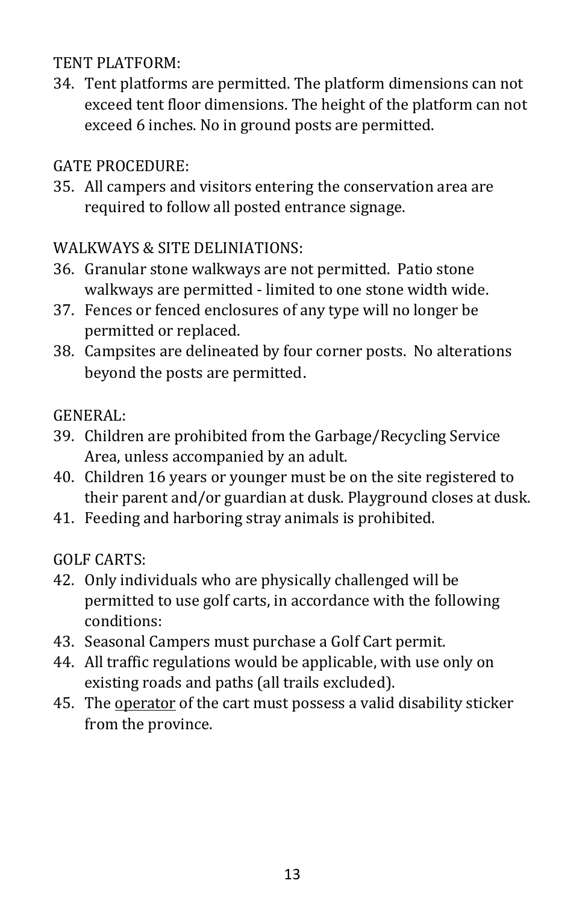TENT PLATFORM:

34. Tent platforms are permitted. The platform dimensions can not exceed tent floor dimensions. The height of the platform can not exceed 6 inches. No in ground posts are permitted.

GATE PROCEDURE:

35. All campers and visitors entering the conservation area are required to follow all posted entrance signage.

WALKWAYS & SITE DELINIATIONS:

36. Granular stone walkways are not permitted. Patio stone walkways are permitted - limited to one stone width wide.
37. Fences or fenced enclosures of any type will no longer be permitted or replaced.
38. Campsites are delineated by four corner posts. No alterations beyond the posts are permitted.

GENERAL:

39. Children are prohibited from the Garbage/Recycling Service Area, unless accompanied by an adult.
40. Children 16 years or younger must be on the site registered to their parent and/or guardian at dusk. Playground closes at dusk.
41. Feeding and harboring stray animals is prohibited.

GOLF CARTS:

42. Only individuals who are physically challenged will be permitted to use golf carts, in accordance with the following conditions:
43. Seasonal Campers must purchase a Golf Cart permit.
44. All traffic regulations would be applicable, with use only on existing roads and paths (all trails excluded).
45. The <u>operator</u> of the cart must possess a valid disability sticker from the province.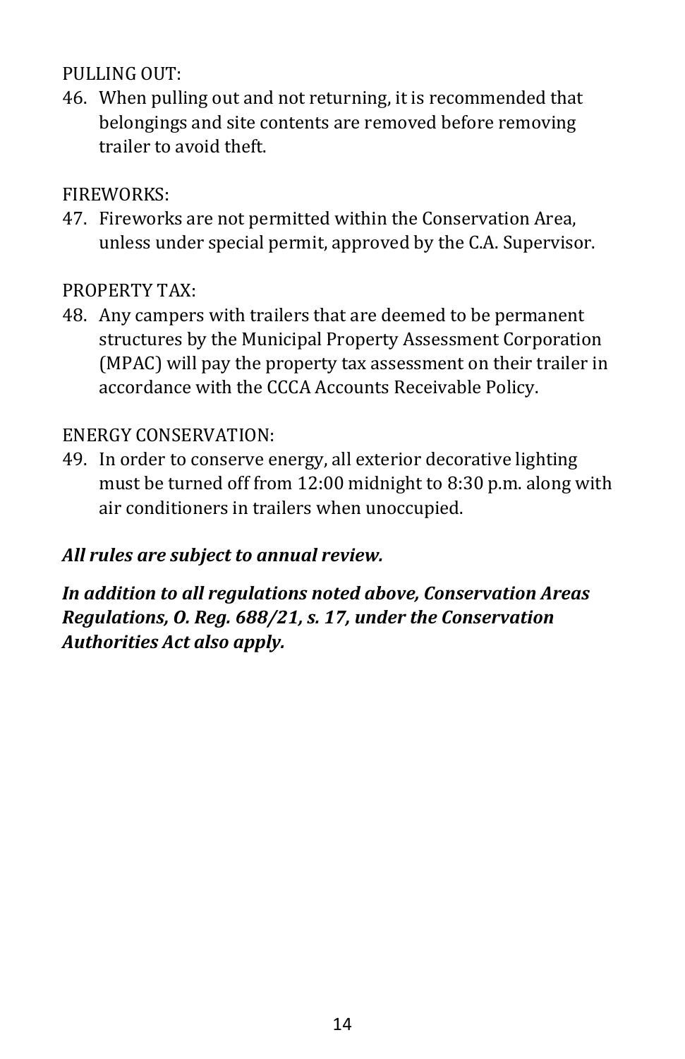PULLING OUT:

46. When pulling out and not returning, it is recommended that belongings and site contents are removed before removing trailer to avoid theft.

FIREWORKS:

47. Fireworks are not permitted within the Conservation Area, unless under special permit, approved by the C.A. Supervisor.

PROPERTY TAX:

48. Any campers with trailers that are deemed to be permanent structures by the Municipal Property Assessment Corporation (MPAC) will pay the property tax assessment on their trailer in accordance with the CCCA Accounts Receivable Policy.

ENERGY CONSERVATION:

49. In order to conserve energy, all exterior decorative lighting must be turned off from 12:00 midnight to 8:30 p.m. along with air conditioners in trailers when unoccupied.

***All rules are subject to annual review.***

***In addition to all regulations noted above, Conservation Areas Regulations, O. Reg. 688/21, s. 17, under the Conservation Authorities Act also apply.***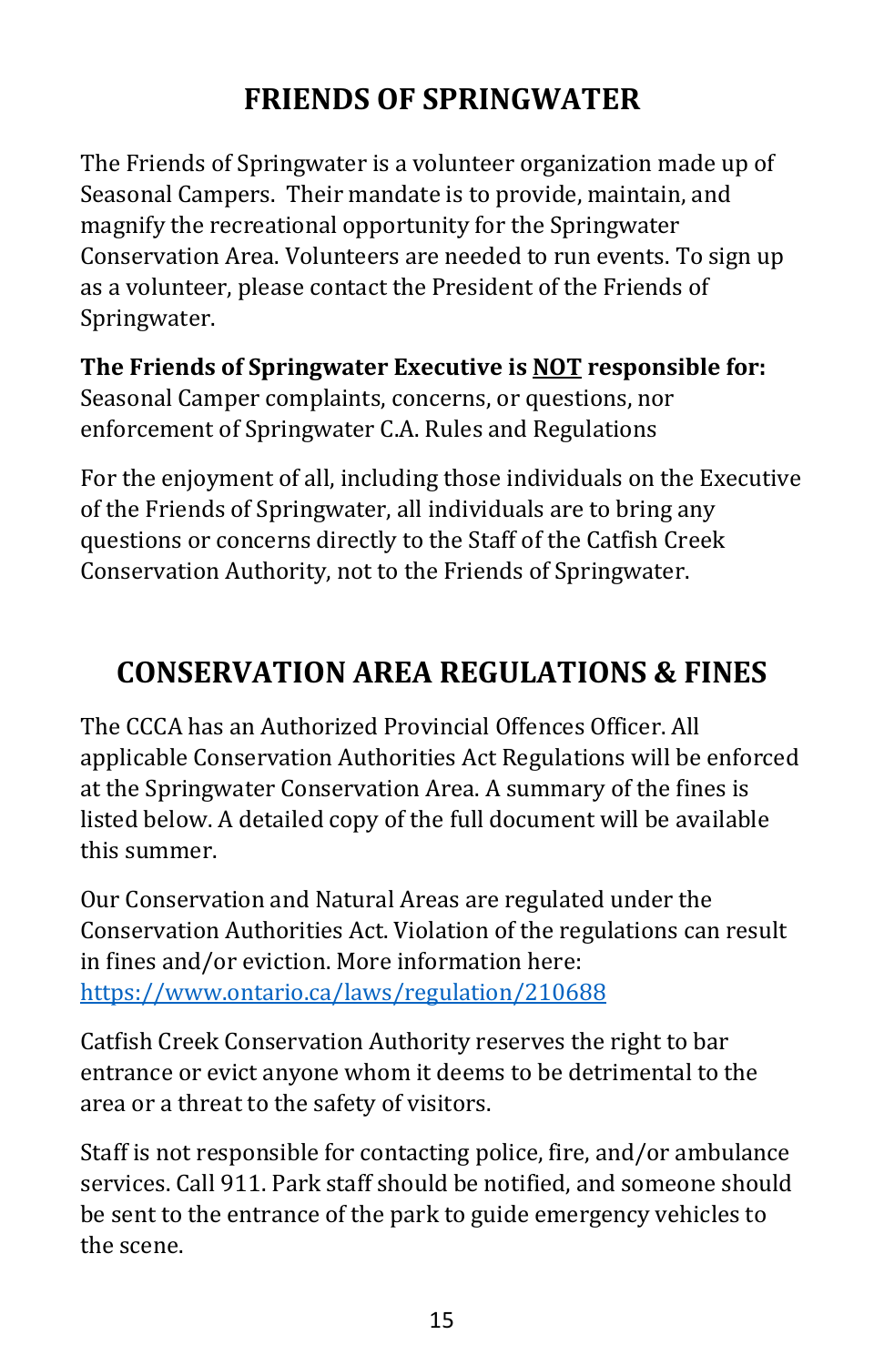# FRIENDS OF SPRINGWATER

The Friends of Springwater is a volunteer organization made up of Seasonal Campers. Their mandate is to provide, maintain, and magnify the recreational opportunity for the Springwater Conservation Area. Volunteers are needed to run events. To sign up as a volunteer, please contact the President of the Friends of Springwater.

**The Friends of Springwater Executive is <u>NOT</u> responsible for:** Seasonal Camper complaints, concerns, or questions, nor enforcement of Springwater C.A. Rules and Regulations

For the enjoyment of all, including those individuals on the Executive of the Friends of Springwater, all individuals are to bring any questions or concerns directly to the Staff of the Catfish Creek Conservation Authority, not to the Friends of Springwater.

# CONSERVATION AREA REGULATIONS & FINES

The CCCA has an Authorized Provincial Offences Officer. All applicable Conservation Authorities Act Regulations will be enforced at the Springwater Conservation Area. A summary of the fines is listed below. A detailed copy of the full document will be available this summer.

Our Conservation and Natural Areas are regulated under the Conservation Authorities Act. Violation of the regulations can result in fines and/or eviction. More information here: [https://www.ontario.ca/laws/regulation/210688](https://www.ontario.ca/laws/regulation/210688)

Catfish Creek Conservation Authority reserves the right to bar entrance or evict anyone whom it deems to be detrimental to the area or a threat to the safety of visitors.

Staff is not responsible for contacting police, fire, and/or ambulance services. Call 911. Park staff should be notified, and someone should be sent to the entrance of the park to guide emergency vehicles to the scene.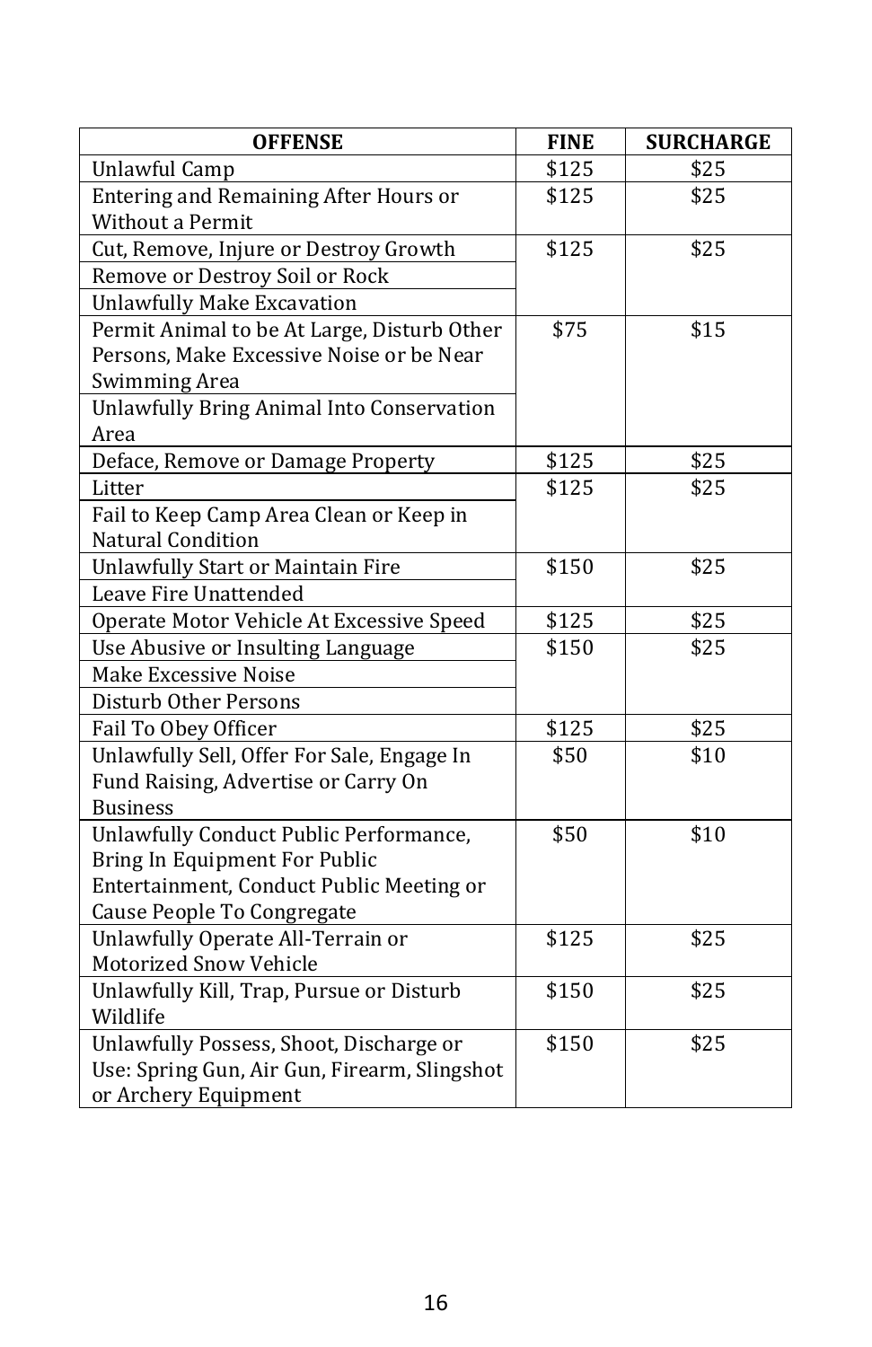| OFFENSE | FINE | SURCHARGE |
|---|---|---|
| Unlawful Camp | $125 | $25 |
| Entering and Remaining After Hours or Without a Permit | $125 | $25 |
| Cut, Remove, Injure or Destroy Growth | $125 | $25 |
| Remove or Destroy Soil or Rock | | |
| Unlawfully Make Excavation | | |
| Permit Animal to be At Large, Disturb Other Persons, Make Excessive Noise or be Near Swimming Area | $75 | $15 |
| Unlawfully Bring Animal Into Conservation Area | | |
| Deface, Remove or Damage Property | $125 | $25 |
| Litter | $125 | $25 |
| Fail to Keep Camp Area Clean or Keep in Natural Condition | | |
| Unlawfully Start or Maintain Fire | $150 | $25 |
| Leave Fire Unattended | | |
| Operate Motor Vehicle At Excessive Speed | $125 | $25 |
| Use Abusive or Insulting Language | $150 | $25 |
| Make Excessive Noise | | |
| Disturb Other Persons | | |
| Fail To Obey Officer | $125 | $25 |
| Unlawfully Sell, Offer For Sale, Engage In Fund Raising, Advertise or Carry On Business | $50 | $10 |
| Unlawfully Conduct Public Performance, Bring In Equipment For Public Entertainment, Conduct Public Meeting or Cause People To Congregate | $50 | $10 |
| Unlawfully Operate All-Terrain or Motorized Snow Vehicle | $125 | $25 |
| Unlawfully Kill, Trap, Pursue or Disturb Wildlife | $150 | $25 |
| Unlawfully Possess, Shoot, Discharge or Use: Spring Gun, Air Gun, Firearm, Slingshot or Archery Equipment | $150 | $25 |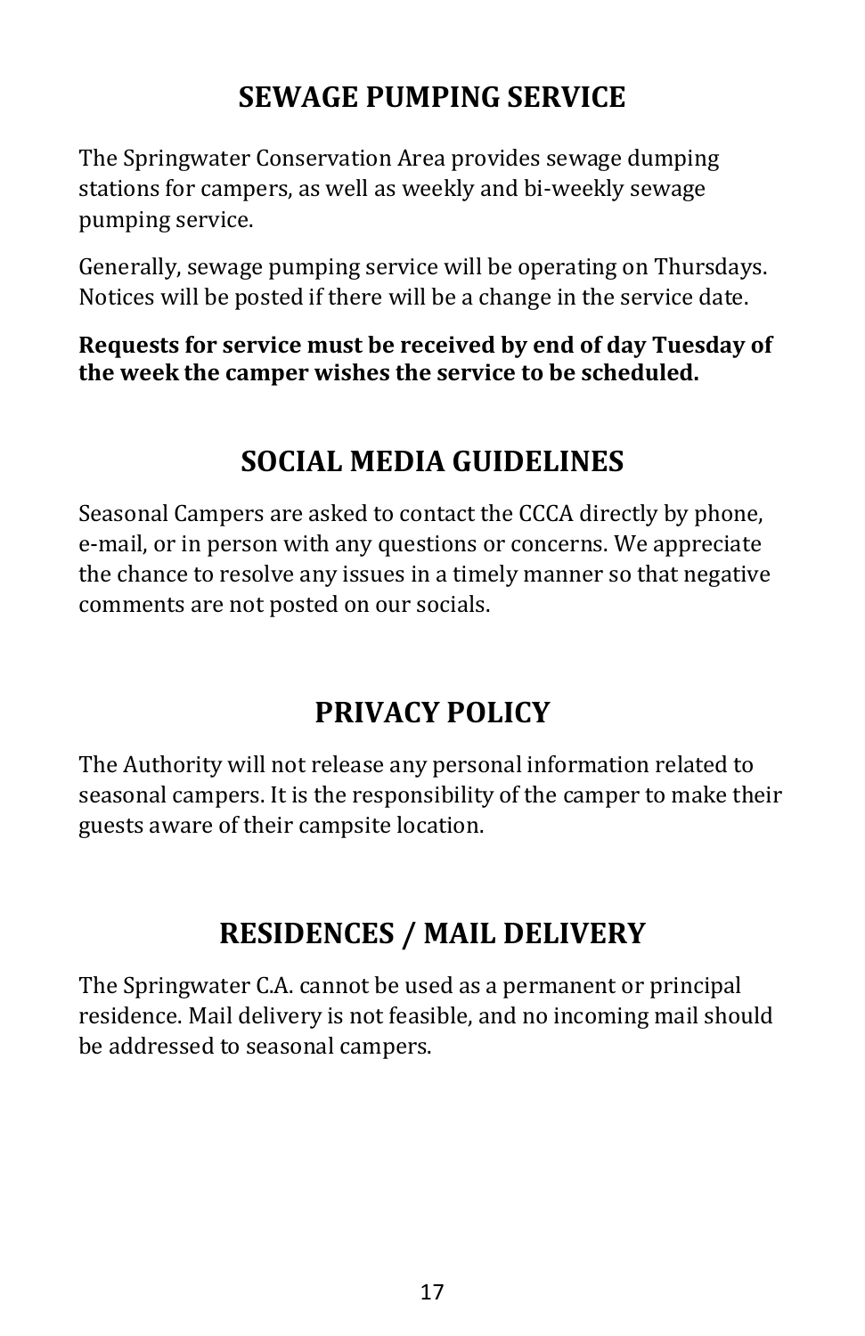## SEWAGE PUMPING SERVICE

The Springwater Conservation Area provides sewage dumping stations for campers, as well as weekly and bi-weekly sewage pumping service.

Generally, sewage pumping service will be operating on Thursdays. Notices will be posted if there will be a change in the service date.

**Requests for service must be received by end of day Tuesday of the week the camper wishes the service to be scheduled.**

## SOCIAL MEDIA GUIDELINES

Seasonal Campers are asked to contact the CCCA directly by phone, e-mail, or in person with any questions or concerns. We appreciate the chance to resolve any issues in a timely manner so that negative comments are not posted on our socials.

## PRIVACY POLICY

The Authority will not release any personal information related to seasonal campers. It is the responsibility of the camper to make their guests aware of their campsite location.

## RESIDENCES / MAIL DELIVERY

The Springwater C.A. cannot be used as a permanent or principal residence. Mail delivery is not feasible, and no incoming mail should be addressed to seasonal campers.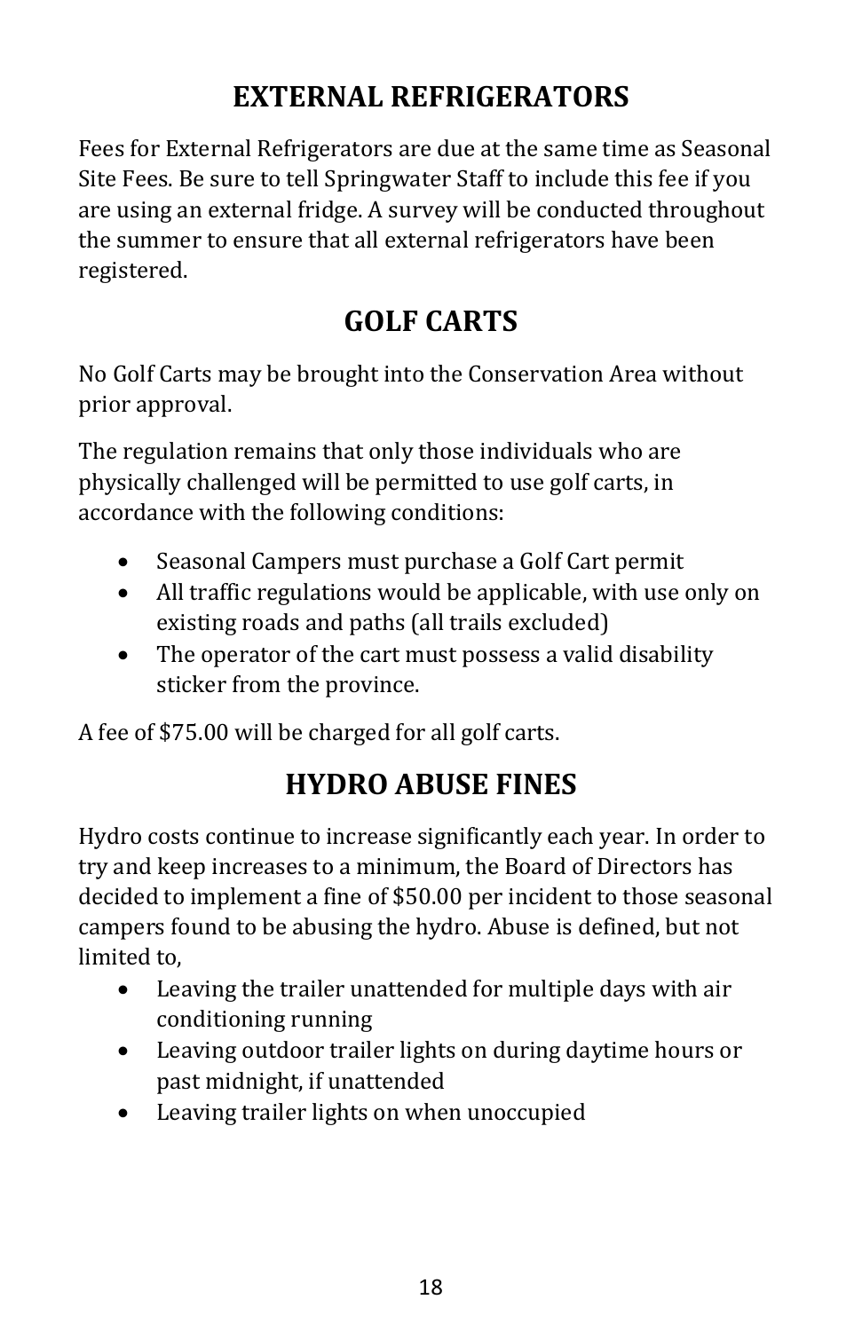## EXTERNAL REFRIGERATORS

Fees for External Refrigerators are due at the same time as Seasonal Site Fees. Be sure to tell Springwater Staff to include this fee if you are using an external fridge. A survey will be conducted throughout the summer to ensure that all external refrigerators have been registered.

## GOLF CARTS

No Golf Carts may be brought into the Conservation Area without prior approval.

The regulation remains that only those individuals who are physically challenged will be permitted to use golf carts, in accordance with the following conditions:

- Seasonal Campers must purchase a Golf Cart permit
- All traffic regulations would be applicable, with use only on existing roads and paths (all trails excluded)
- The operator of the cart must possess a valid disability sticker from the province.

A fee of $75.00 will be charged for all golf carts.

## HYDRO ABUSE FINES

Hydro costs continue to increase significantly each year. In order to try and keep increases to a minimum, the Board of Directors has decided to implement a fine of $50.00 per incident to those seasonal campers found to be abusing the hydro. Abuse is defined, but not limited to,

- Leaving the trailer unattended for multiple days with air conditioning running
- Leaving outdoor trailer lights on during daytime hours or past midnight, if unattended
- Leaving trailer lights on when unoccupied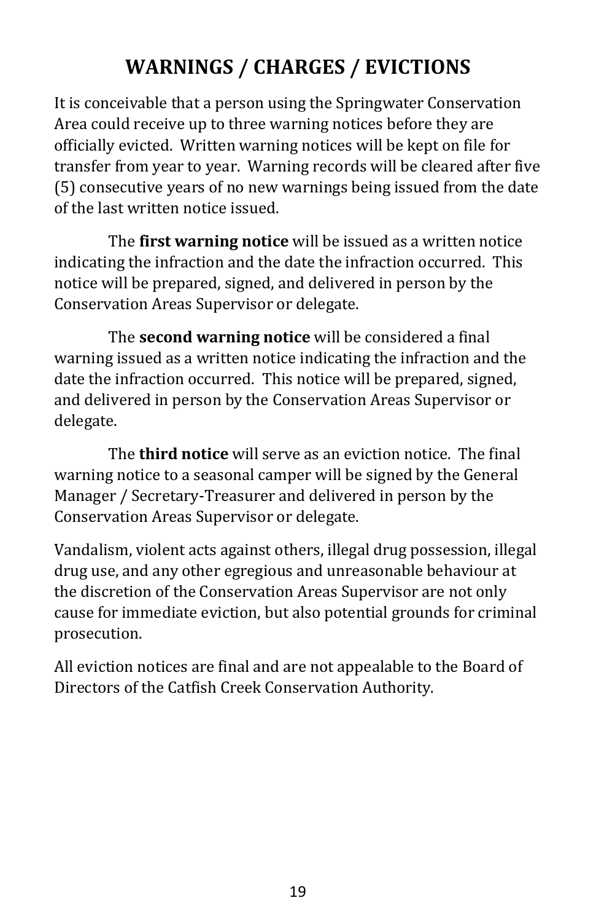# WARNINGS / CHARGES / EVICTIONS

It is conceivable that a person using the Springwater Conservation Area could receive up to three warning notices before they are officially evicted. Written warning notices will be kept on file for transfer from year to year. Warning records will be cleared after five (5) consecutive years of no new warnings being issued from the date of the last written notice issued.

The **first warning notice** will be issued as a written notice indicating the infraction and the date the infraction occurred. This notice will be prepared, signed, and delivered in person by the Conservation Areas Supervisor or delegate.

The **second warning notice** will be considered a final warning issued as a written notice indicating the infraction and the date the infraction occurred. This notice will be prepared, signed, and delivered in person by the Conservation Areas Supervisor or delegate.

The **third notice** will serve as an eviction notice. The final warning notice to a seasonal camper will be signed by the General Manager / Secretary-Treasurer and delivered in person by the Conservation Areas Supervisor or delegate.

Vandalism, violent acts against others, illegal drug possession, illegal drug use, and any other egregious and unreasonable behaviour at the discretion of the Conservation Areas Supervisor are not only cause for immediate eviction, but also potential grounds for criminal prosecution.

All eviction notices are final and are not appealable to the Board of Directors of the Catfish Creek Conservation Authority.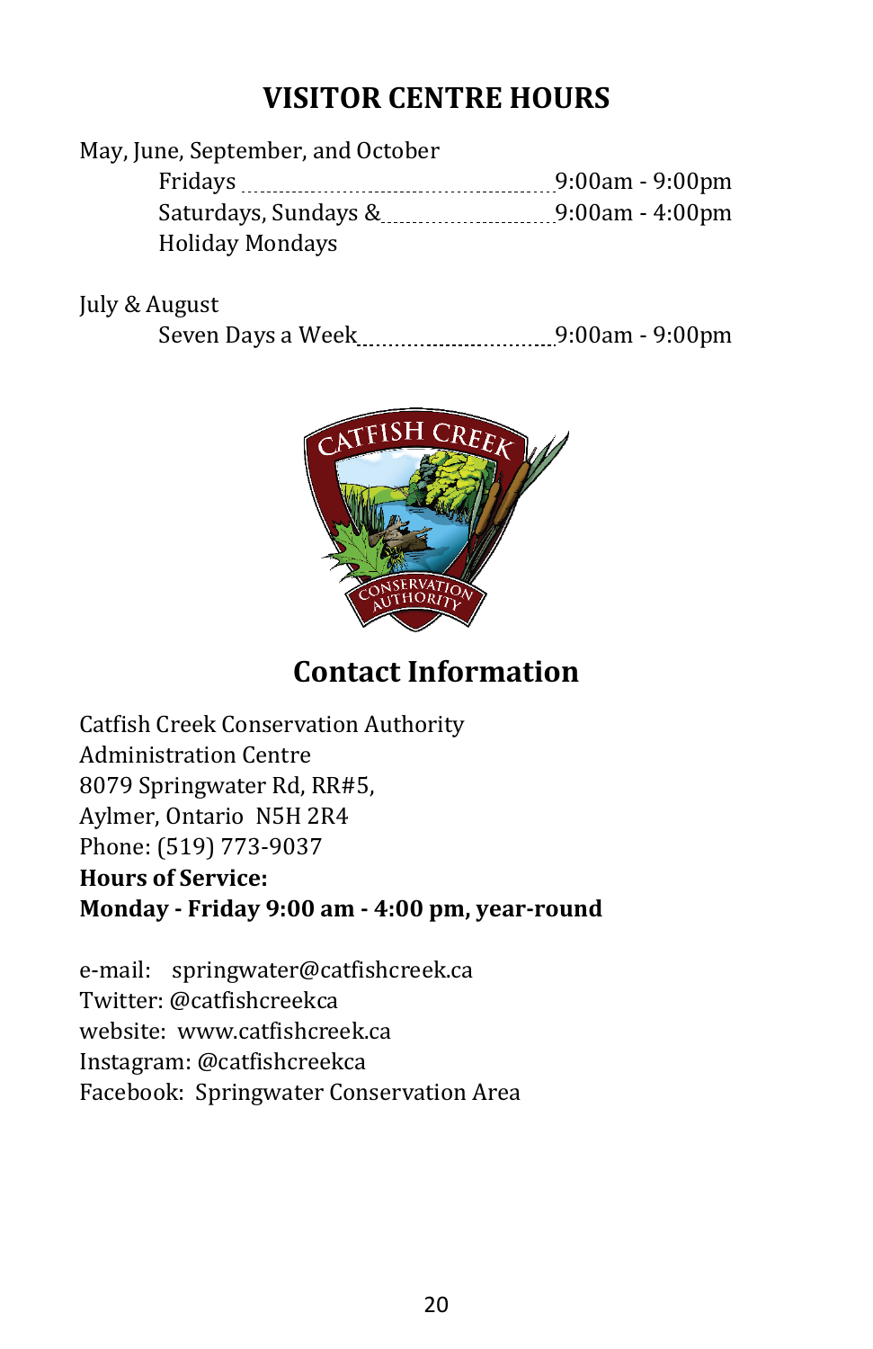# VISITOR CENTRE HOURS

May, June, September, and October

| | |
|---|---|
| Fridays | 9:00am - 9:00pm |
| Saturdays, Sundays & Holiday Mondays | 9:00am - 4:00pm |

July & August

| | |
|---|---|
| Seven Days a Week | 9:00am - 9:00pm |

## Contact Information

Catfish Creek Conservation Authority
Administration Centre
8079 Springwater Rd, RR#5,
Aylmer, Ontario N5H 2R4
Phone: (519) 773-9037
**Hours of Service:**
**Monday - Friday 9:00 am - 4:00 pm, year-round**

e-mail: springwater@catfishcreek.ca
Twitter: @catfishcreekca
website: www.catfishcreek.ca
Instagram: @catfishcreekca
Facebook: Springwater Conservation Area